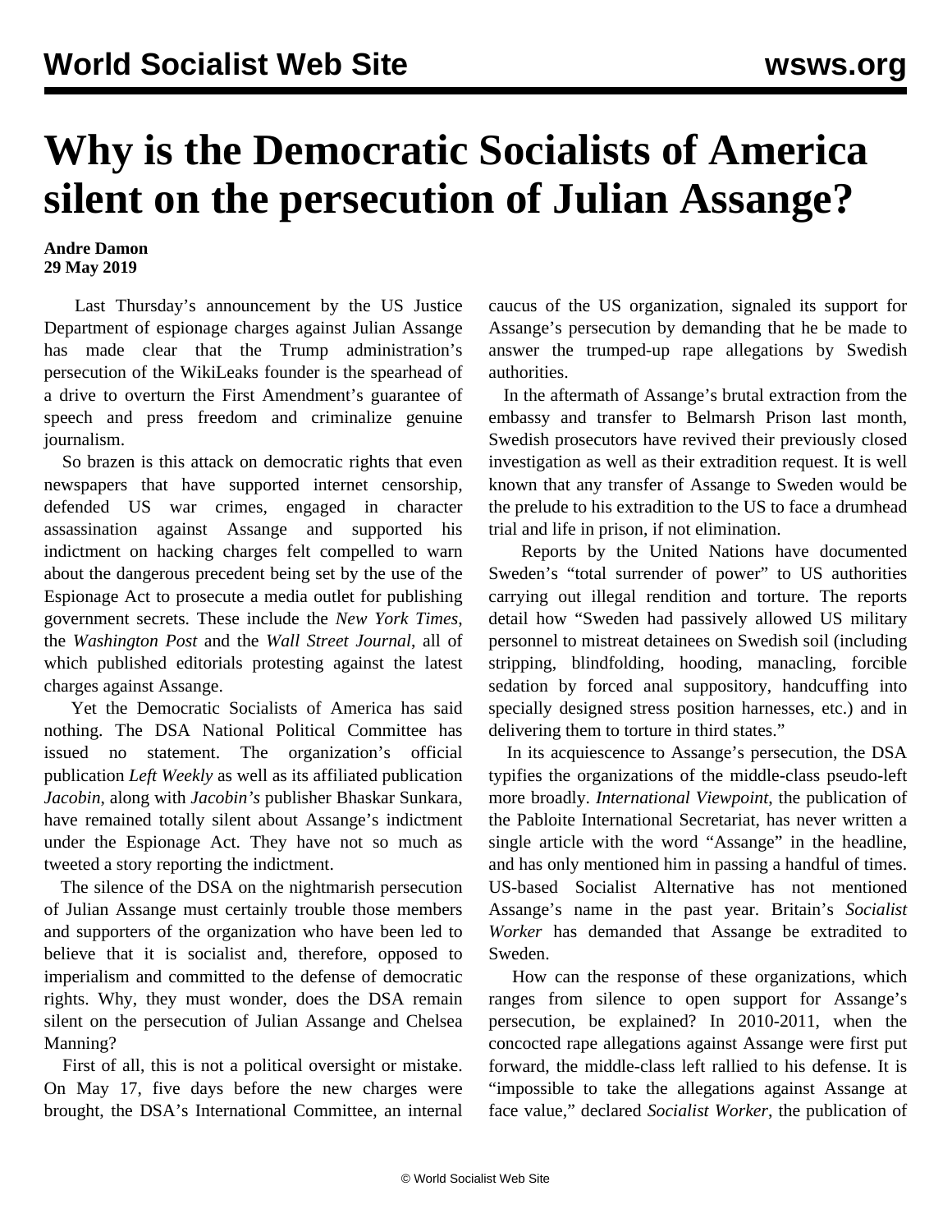# Why is the Democratic Socialists of America silent on the persecution of Julian Assange?

**Andre Damon**
**29 May 2019**

Last Thursday's announcement by the US Justice Department of espionage charges against Julian Assange has made clear that the Trump administration's persecution of the WikiLeaks founder is the spearhead of a drive to overturn the First Amendment's guarantee of speech and press freedom and criminalize genuine journalism.

So brazen is this attack on democratic rights that even newspapers that have supported internet censorship, defended US war crimes, engaged in character assassination against Assange and supported his indictment on hacking charges felt compelled to warn about the dangerous precedent being set by the use of the Espionage Act to prosecute a media outlet for publishing government secrets. These include the *New York Times*, the *Washington Post* and the *Wall Street Journal*, all of which published editorials protesting against the latest charges against Assange.

Yet the Democratic Socialists of America has said nothing. The DSA National Political Committee has issued no statement. The organization's official publication *Left Weekly* as well as its affiliated publication *Jacobin*, along with *Jacobin's* publisher Bhaskar Sunkara, have remained totally silent about Assange's indictment under the Espionage Act. They have not so much as tweeted a story reporting the indictment.

The silence of the DSA on the nightmarish persecution of Julian Assange must certainly trouble those members and supporters of the organization who have been led to believe that it is socialist and, therefore, opposed to imperialism and committed to the defense of democratic rights. Why, they must wonder, does the DSA remain silent on the persecution of Julian Assange and Chelsea Manning?

First of all, this is not a political oversight or mistake. On May 17, five days before the new charges were brought, the DSA's International Committee, an internal caucus of the US organization, signaled its support for Assange's persecution by demanding that he be made to answer the trumped-up rape allegations by Swedish authorities.

In the aftermath of Assange's brutal extraction from the embassy and transfer to Belmarsh Prison last month, Swedish prosecutors have revived their previously closed investigation as well as their extradition request. It is well known that any transfer of Assange to Sweden would be the prelude to his extradition to the US to face a drumhead trial and life in prison, if not elimination.

Reports by the United Nations have documented Sweden's "total surrender of power" to US authorities carrying out illegal rendition and torture. The reports detail how "Sweden had passively allowed US military personnel to mistreat detainees on Swedish soil (including stripping, blindfolding, hooding, manacling, forcible sedation by forced anal suppository, handcuffing into specially designed stress position harnesses, etc.) and in delivering them to torture in third states."

In its acquiescence to Assange's persecution, the DSA typifies the organizations of the middle-class pseudo-left more broadly. *International Viewpoint*, the publication of the Pabloite International Secretariat, has never written a single article with the word "Assange" in the headline, and has only mentioned him in passing a handful of times. US-based Socialist Alternative has not mentioned Assange's name in the past year. Britain's *Socialist Worker* has demanded that Assange be extradited to Sweden.

How can the response of these organizations, which ranges from silence to open support for Assange's persecution, be explained? In 2010-2011, when the concocted rape allegations against Assange were first put forward, the middle-class left rallied to his defense. It is "impossible to take the allegations against Assange at face value," declared *Socialist Worker*, the publication of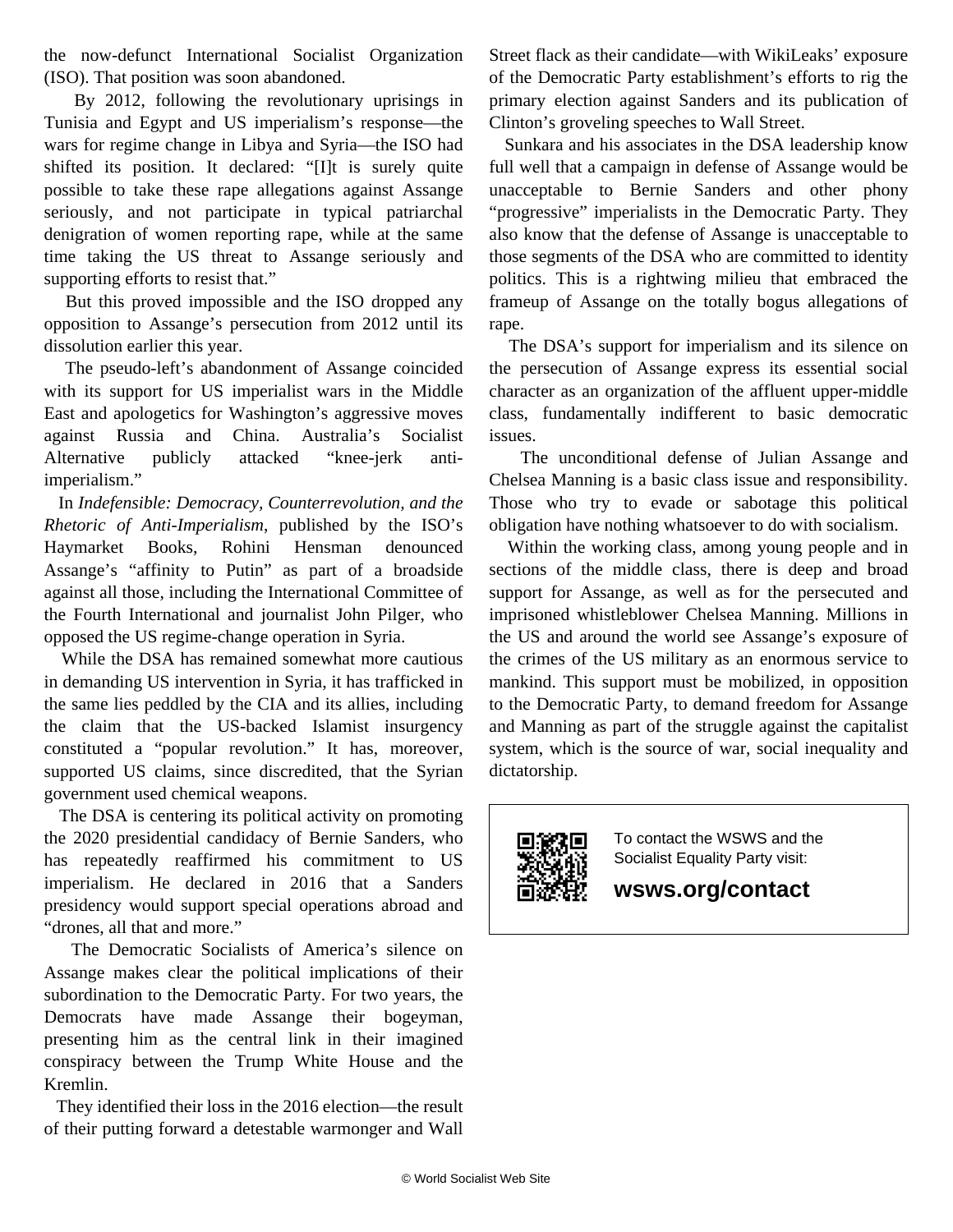the now-defunct International Socialist Organization (ISO). That position was soon abandoned.

By 2012, following the revolutionary uprisings in Tunisia and Egypt and US imperialism's response—the wars for regime change in Libya and Syria—the ISO had shifted its position. It declared: "[I]t is surely quite possible to take these rape allegations against Assange seriously, and not participate in typical patriarchal denigration of women reporting rape, while at the same time taking the US threat to Assange seriously and supporting efforts to resist that."

But this proved impossible and the ISO dropped any opposition to Assange's persecution from 2012 until its dissolution earlier this year.

The pseudo-left's abandonment of Assange coincided with its support for US imperialist wars in the Middle East and apologetics for Washington's aggressive moves against Russia and China. Australia's Socialist Alternative publicly attacked "knee-jerk anti-imperialism."

In *Indefensible: Democracy, Counterrevolution, and the Rhetoric of Anti-Imperialism*, published by the ISO's Haymarket Books, Rohini Hensman denounced Assange's "affinity to Putin" as part of a broadside against all those, including the International Committee of the Fourth International and journalist John Pilger, who opposed the US regime-change operation in Syria.

While the DSA has remained somewhat more cautious in demanding US intervention in Syria, it has trafficked in the same lies peddled by the CIA and its allies, including the claim that the US-backed Islamist insurgency constituted a "popular revolution." It has, moreover, supported US claims, since discredited, that the Syrian government used chemical weapons.

The DSA is centering its political activity on promoting the 2020 presidential candidacy of Bernie Sanders, who has repeatedly reaffirmed his commitment to US imperialism. He declared in 2016 that a Sanders presidency would support special operations abroad and "drones, all that and more."

The Democratic Socialists of America's silence on Assange makes clear the political implications of their subordination to the Democratic Party. For two years, the Democrats have made Assange their bogeyman, presenting him as the central link in their imagined conspiracy between the Trump White House and the Kremlin.

They identified their loss in the 2016 election—the result of their putting forward a detestable warmonger and Wall Street flack as their candidate—with WikiLeaks' exposure of the Democratic Party establishment's efforts to rig the primary election against Sanders and its publication of Clinton's groveling speeches to Wall Street.

Sunkara and his associates in the DSA leadership know full well that a campaign in defense of Assange would be unacceptable to Bernie Sanders and other phony "progressive" imperialists in the Democratic Party. They also know that the defense of Assange is unacceptable to those segments of the DSA who are committed to identity politics. This is a rightwing milieu that embraced the frameup of Assange on the totally bogus allegations of rape.

The DSA's support for imperialism and its silence on the persecution of Assange express its essential social character as an organization of the affluent upper-middle class, fundamentally indifferent to basic democratic issues.

The unconditional defense of Julian Assange and Chelsea Manning is a basic class issue and responsibility. Those who try to evade or sabotage this political obligation have nothing whatsoever to do with socialism.

Within the working class, among young people and in sections of the middle class, there is deep and broad support for Assange, as well as for the persecuted and imprisoned whistleblower Chelsea Manning. Millions in the US and around the world see Assange's exposure of the crimes of the US military as an enormous service to mankind. This support must be mobilized, in opposition to the Democratic Party, to demand freedom for Assange and Manning as part of the struggle against the capitalist system, which is the source of war, social inequality and dictatorship.

To contact the WSWS and the Socialist Equality Party visit:

**wsws.org/contact**